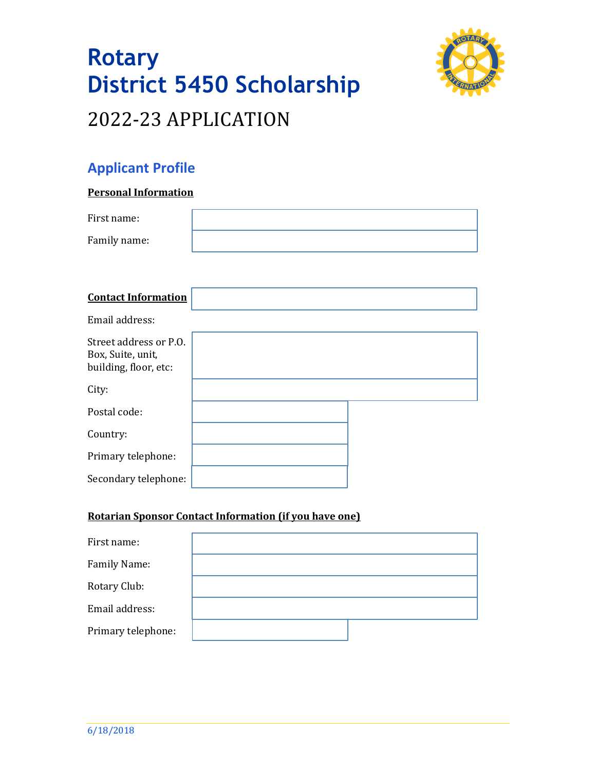# Rotary
# District 5450 Scholarship

## 2022-23 APPLICATION

## Applicant Profile

**Personal Information**

| First name: | |
|---|---|
| Family name: | |

**Contact Information**

| Email address: | |
|---|---|
| Street address or P.O. Box, Suite, unit, building, floor, etc: | |
| City: | |
| Postal code: | |
| Country: | |
| Primary telephone: | |
| Secondary telephone: | |

**Rotarian Sponsor Contact Information (if you have one)**

| First name: | |
|---|---|
| Family Name: | |
| Rotary Club: | |
| Email address: | |
| Primary telephone: | |

6/18/2018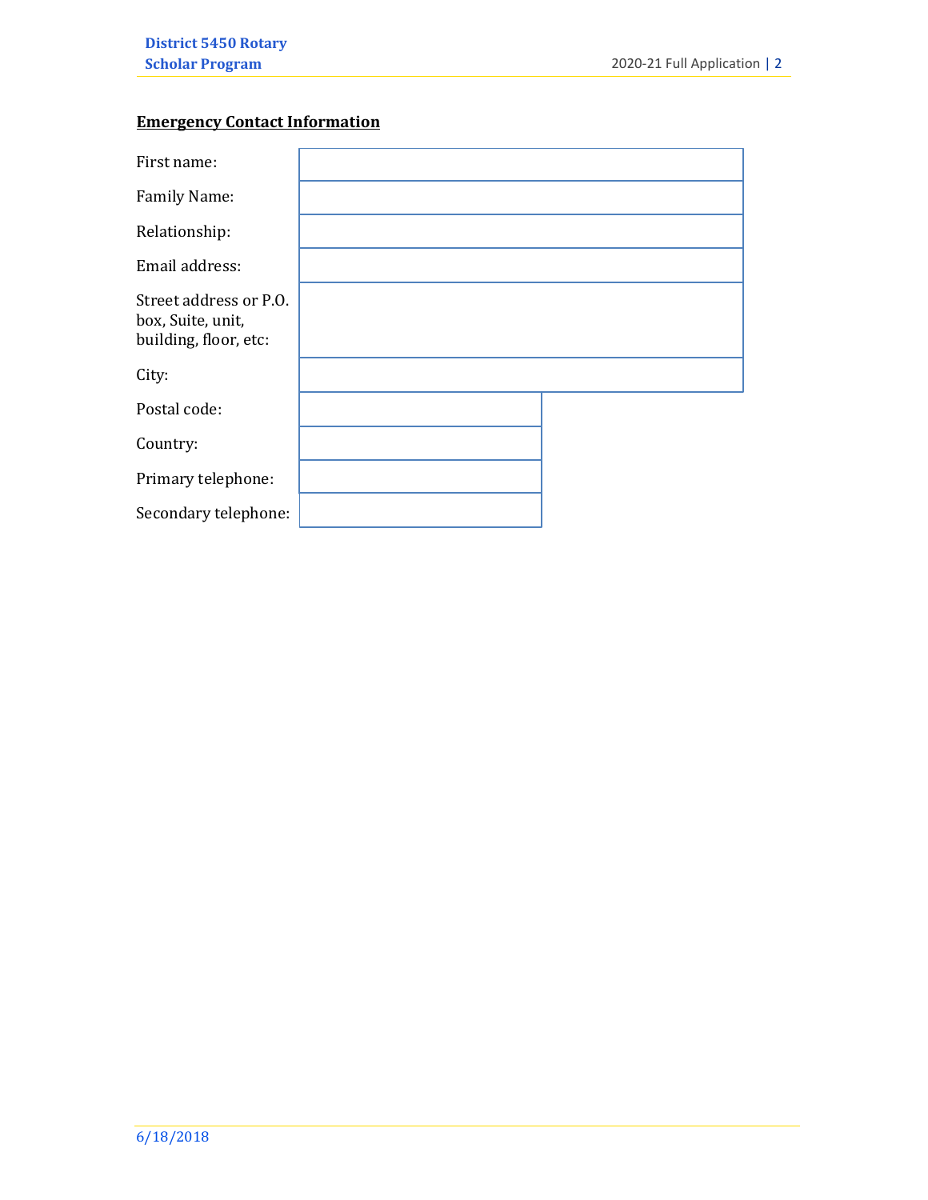**Emergency Contact Information**

| | |
|---|---|
| First name: | |
| Family Name: | |
| Relationship: | |
| Email address: | |
| Street address or P.O. box, Suite, unit, building, floor, etc: | |
| City: | |
| Postal code: | |
| Country: | |
| Primary telephone: | |
| Secondary telephone: | |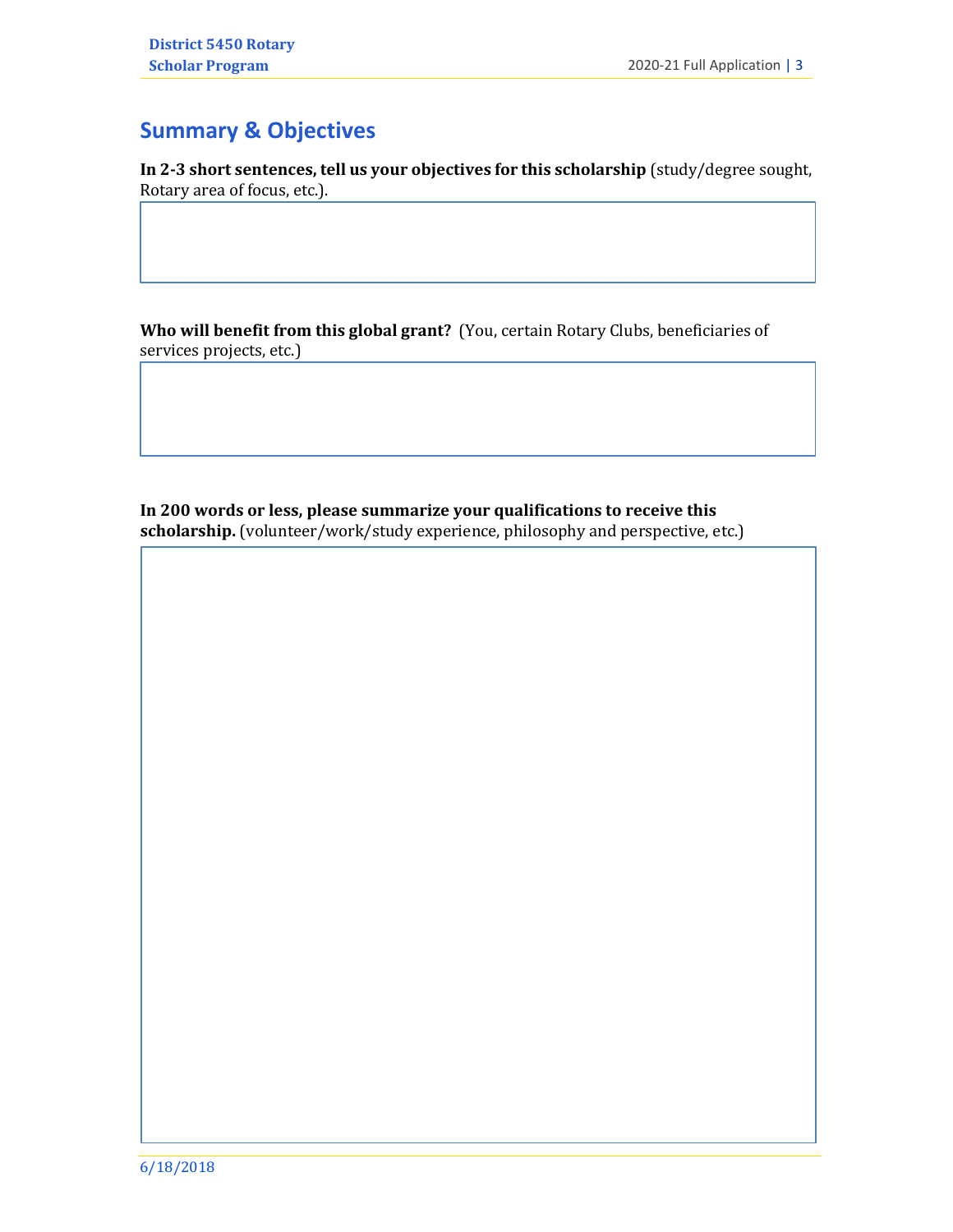## Summary & Objectives

**In 2-3 short sentences, tell us your objectives for this scholarship** (study/degree sought, Rotary area of focus, etc.).

**Who will benefit from this global grant?** (You, certain Rotary Clubs, beneficiaries of services projects, etc.)

**In 200 words or less, please summarize your qualifications to receive this scholarship.** (volunteer/work/study experience, philosophy and perspective, etc.)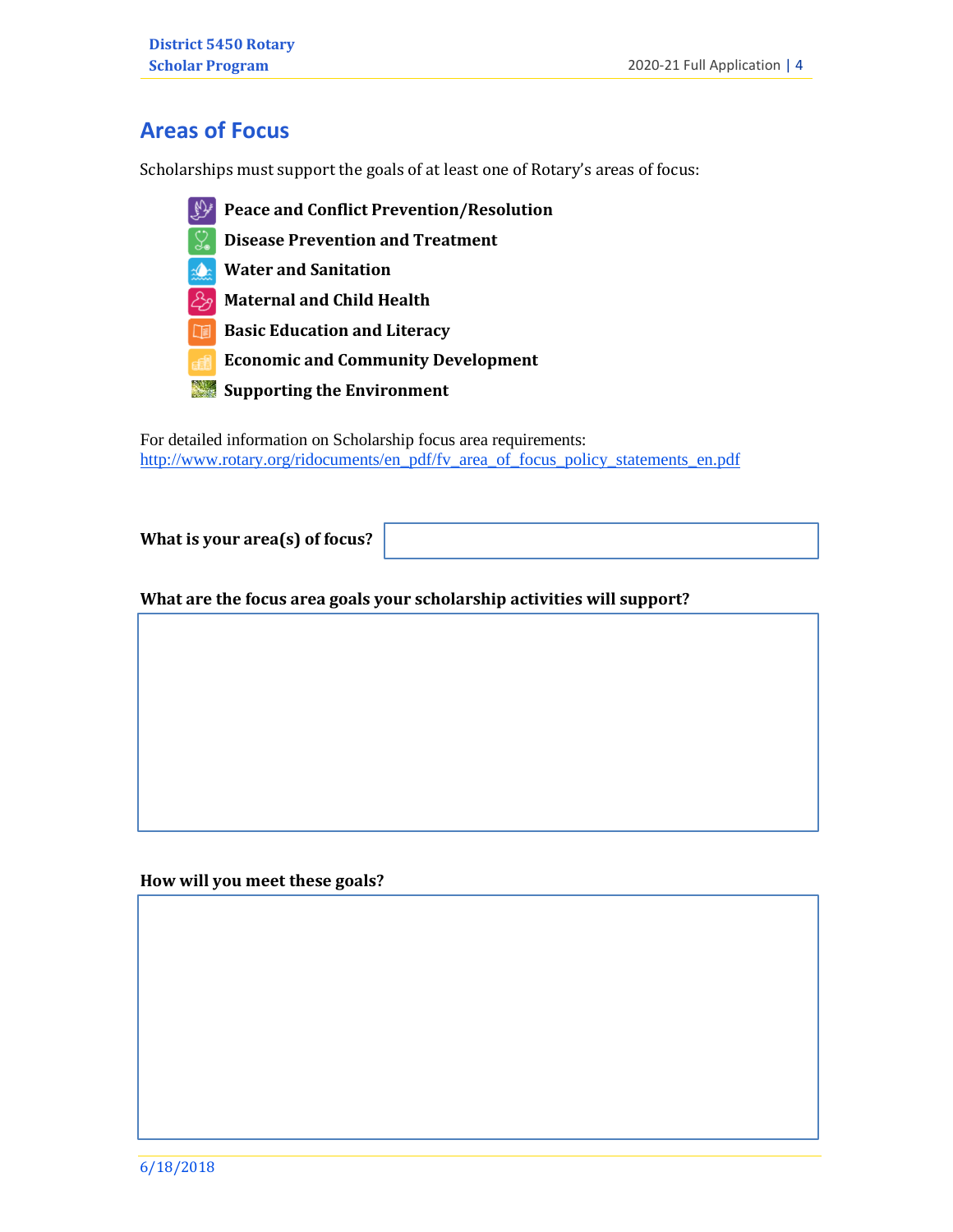## Areas of Focus

Scholarships must support the goals of at least one of Rotary's areas of focus:

- **Peace and Conflict Prevention/Resolution**
- **Disease Prevention and Treatment**
- **Water and Sanitation**
- **Maternal and Child Health**
- **Basic Education and Literacy**
- **Economic and Community Development**
- **Supporting the Environment**

For detailed information on Scholarship focus area requirements:
http://www.rotary.org/ridocuments/en_pdf/fv_area_of_focus_policy_statements_en.pdf

**What is your area(s) of focus?**

**What are the focus area goals your scholarship activities will support?**

**How will you meet these goals?**

6/18/2018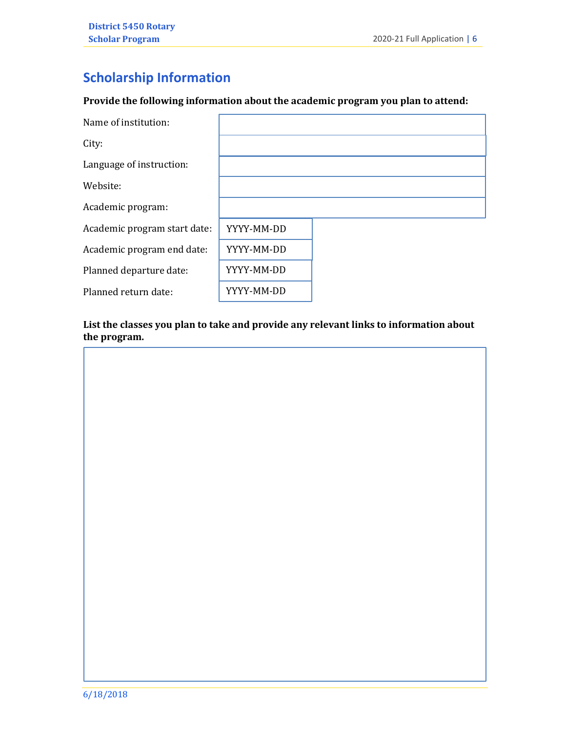## Scholarship Information

**Provide the following information about the academic program you plan to attend:**

| | |
|---|---|
| Name of institution: | |
| City: | |
| Language of instruction: | |
| Website: | |
| Academic program: | |
| Academic program start date: | YYYY-MM-DD |
| Academic program end date: | YYYY-MM-DD |
| Planned departure date: | YYYY-MM-DD |
| Planned return date: | YYYY-MM-DD |

**List the classes you plan to take and provide any relevant links to information about the program.**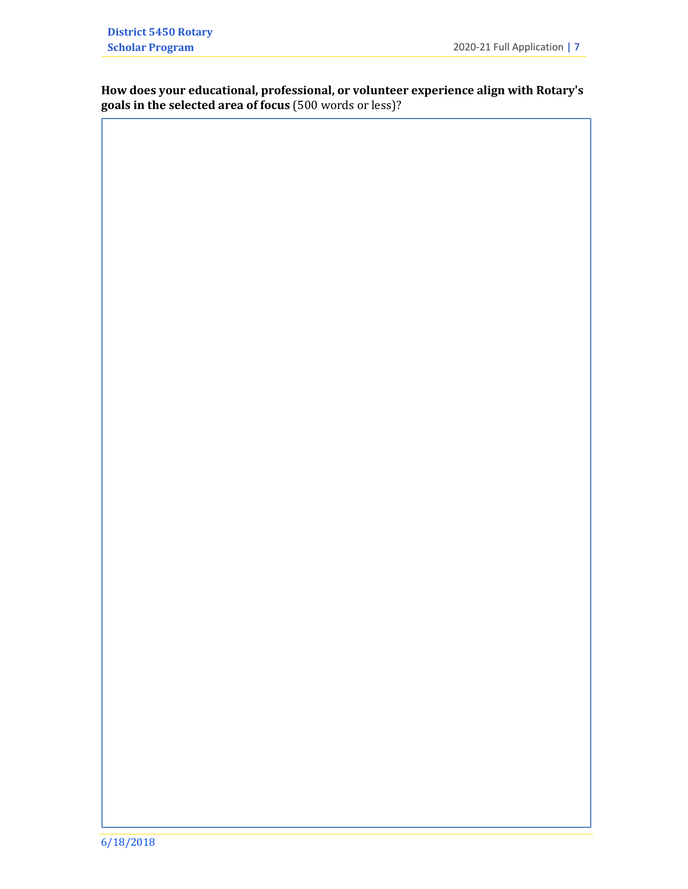**How does your educational, professional, or volunteer experience align with Rotary's goals in the selected area of focus** (500 words or less)?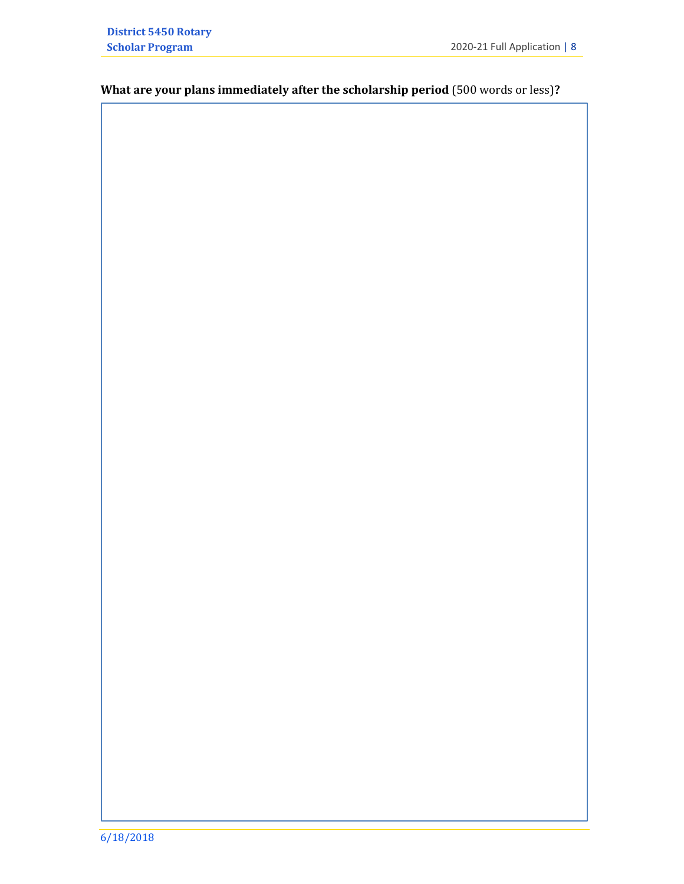**What are your plans immediately after the scholarship period** (500 words or less)**?**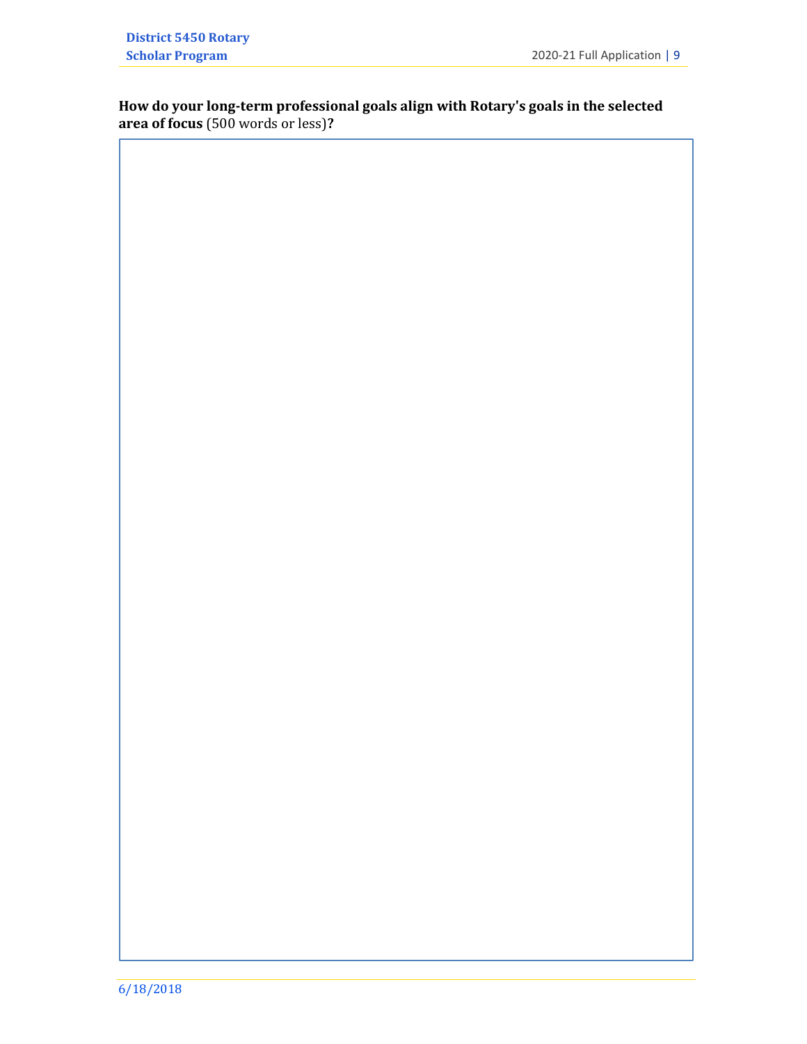**How do your long-term professional goals align with Rotary's goals in the selected area of focus** (500 words or less)**?**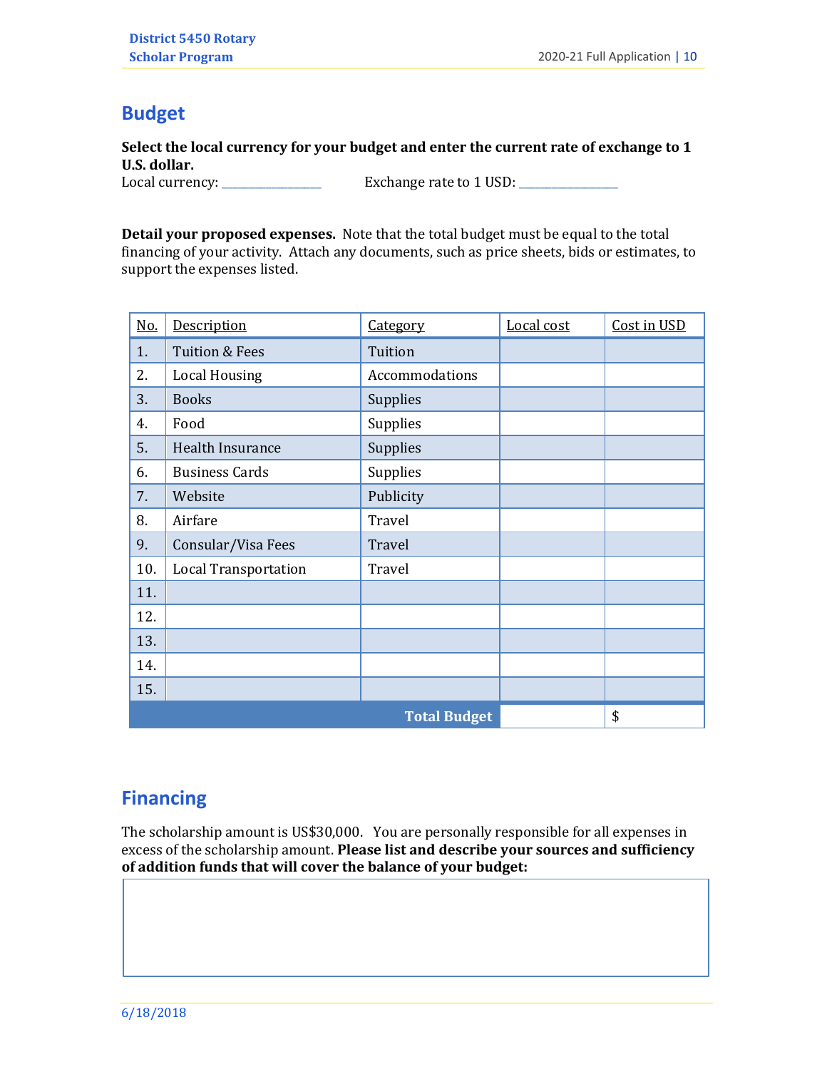## Budget

**Select the local currency for your budget and enter the current rate of exchange to 1 U.S. dollar.**

Local currency: _______________ Exchange rate to 1 USD: _______________

**Detail your proposed expenses.** Note that the total budget must be equal to the total financing of your activity. Attach any documents, such as price sheets, bids or estimates, to support the expenses listed.

| No. | Description | Category | Local cost | Cost in USD |
|---|---|---|---|---|
| 1. | Tuition & Fees | Tuition | | |
| 2. | Local Housing | Accommodations | | |
| 3. | Books | Supplies | | |
| 4. | Food | Supplies | | |
| 5. | Health Insurance | Supplies | | |
| 6. | Business Cards | Supplies | | |
| 7. | Website | Publicity | | |
| 8. | Airfare | Travel | | |
| 9. | Consular/Visa Fees | Travel | | |
| 10. | Local Transportation | Travel | | |
| 11. | | | | |
| 12. | | | | |
| 13. | | | | |
| 14. | | | | |
| 15. | | | | |
| | | **Total Budget** | | $ |

## Financing

The scholarship amount is US$30,000. You are personally responsible for all expenses in excess of the scholarship amount. **Please list and describe your sources and sufficiency of addition funds that will cover the balance of your budget:**

6/18/2018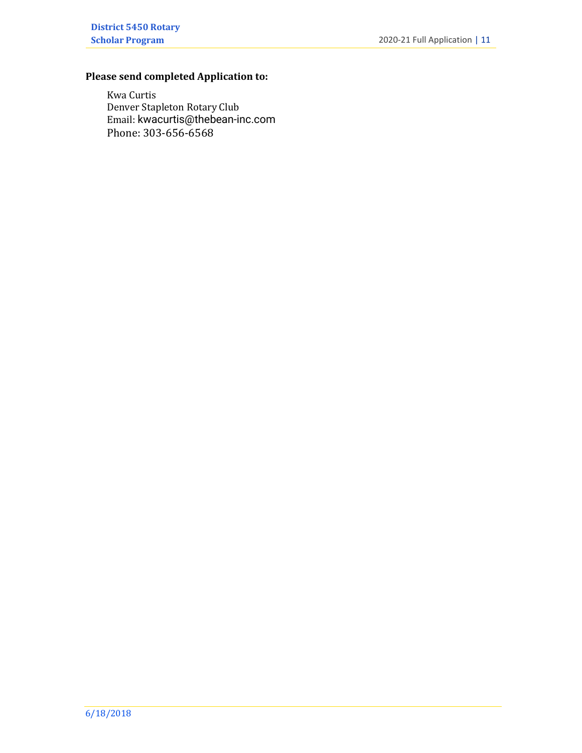**Please send completed Application to:**

Kwa Curtis
Denver Stapleton Rotary Club
Email: kwacurtis@thebean-inc.com
Phone: 303-656-6568